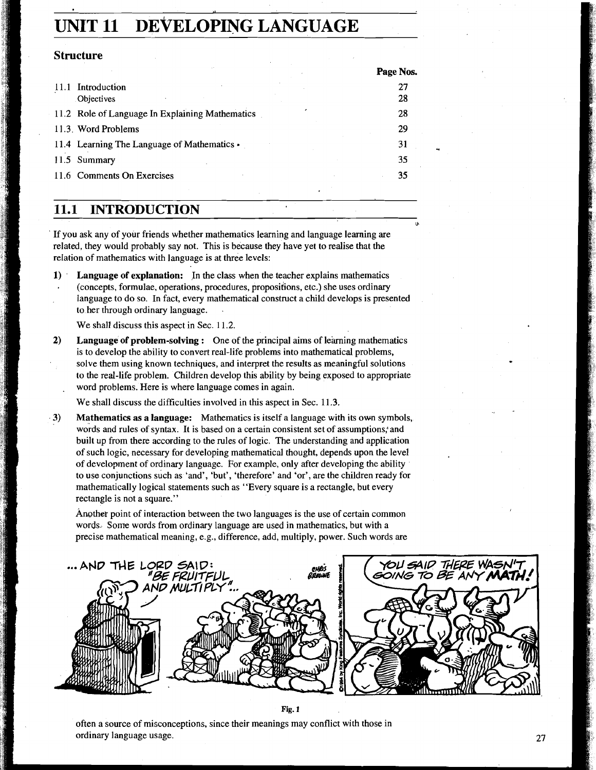# UNIT 11 DEVELOPING LANGUAGE

## Structure

| | Page Nos. |
|---|---|
| 11.1 Introduction | 27 |
| Objectives | 28 |
| 11.2 Role of Language In Explaining Mathematics | 28 |
| 11.3 Word Problems | 29 |
| 11.4 Learning The Language of Mathematics | 31 |
| 11.5 Summary | 35 |
| 11.6 Comments On Exercises | 35 |

## 11.1 INTRODUCTION

If you ask any of your friends whether mathematics learning and language learning are related, they would probably say not. This is because they have yet to realise that the relation of mathematics with language is at three levels:

1) **Language of explanation:** In the class when the teacher explains mathematics (concepts, formulae, operations, procedures, propositions, etc.) she uses ordinary language to do so. In fact, every mathematical construct a child develops is presented to her through ordinary language.

   We shall discuss this aspect in Sec. 11.2.

2) **Language of problem-solving :** One of the principal aims of learning mathematics is to develop the ability to convert real-life problems into mathematical problems, solve them using known techniques, and interpret the results as meaningful solutions to the real-life problem. Children develop this ability by being exposed to appropriate word problems. Here is where language comes in again.

   We shall discuss the difficulties involved in this aspect in Sec. 11.3.

3) **Mathematics as a language:** Mathematics is itself a language with its own symbols, words and rules of syntax. It is based on a certain consistent set of assumptions, and built up from there according to the rules of logic. The understanding and application of such logic, necessary for developing mathematical thought, depends upon the level of development of ordinary language. For example, only after developing the ability to use conjunctions such as 'and', 'but', 'therefore' and 'or', are the children ready for mathematically logical statements such as "Every square is a rectangle, but every rectangle is not a square."

   Another point of interaction between the two languages is the use of certain common words. Some words from ordinary language are used in mathematics, but with a precise mathematical meaning, e.g., difference, add, multiply, power. Such words are often a source of misconceptions, since their meanings may conflict with those in ordinary language usage.

Fig. 1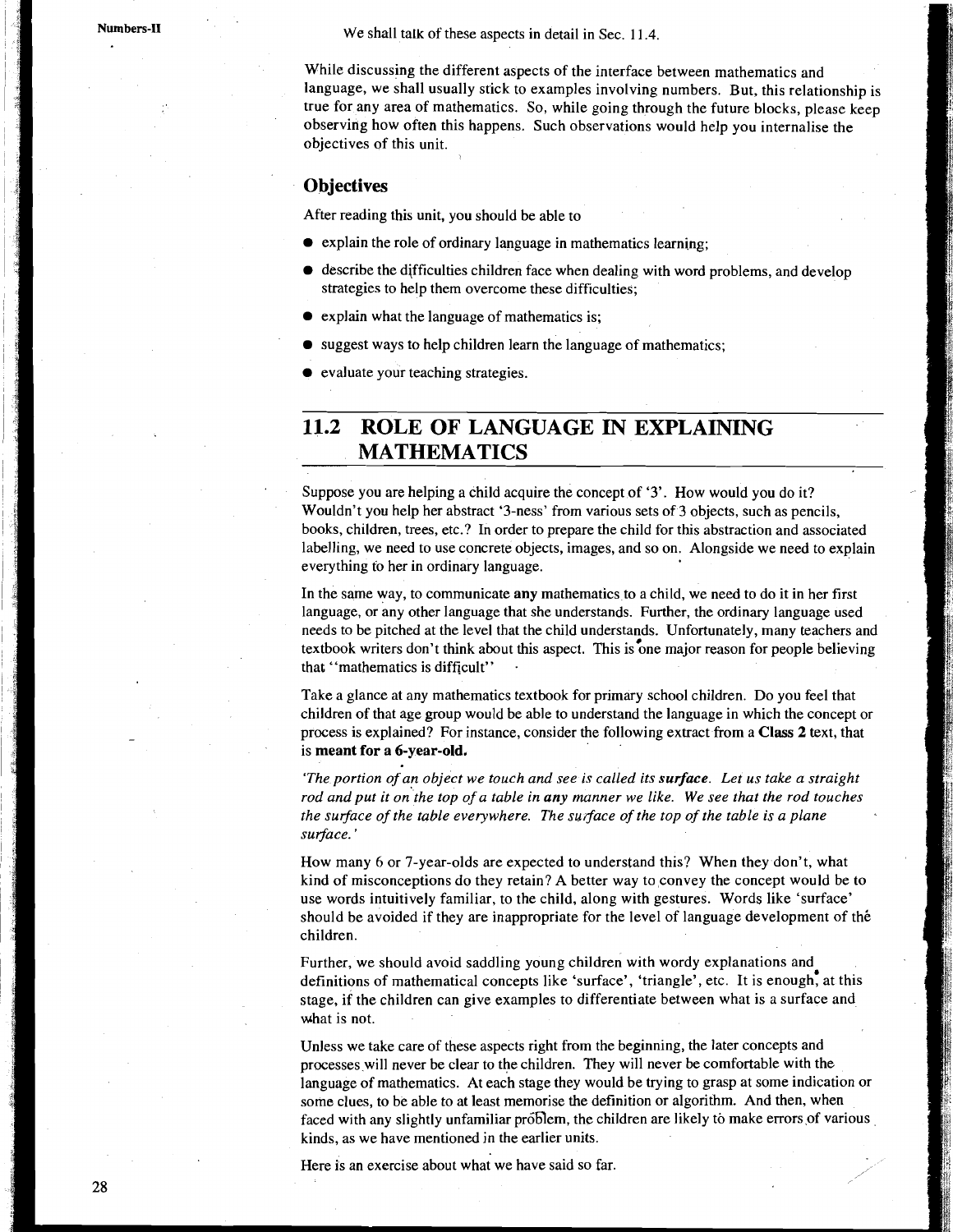We shall talk of these aspects in detail in Sec. 11.4.

While discussing the different aspects of the interface between mathematics and language, we shall usually stick to examples involving numbers. But, this relationship is true for any area of mathematics. So, while going through the future blocks, please keep observing how often this happens. Such observations would help you internalise the objectives of this unit.

### Objectives

After reading this unit, you should be able to

- explain the role of ordinary language in mathematics learning;
- describe the difficulties children face when dealing with word problems, and develop strategies to help them overcome these difficulties;
- explain what the language of mathematics is;
- suggest ways to help children learn the language of mathematics;
- evaluate your teaching strategies.

## 11.2 ROLE OF LANGUAGE IN EXPLAINING MATHEMATICS

Suppose you are helping a child acquire the concept of '3'. How would you do it? Wouldn't you help her abstract '3-ness' from various sets of 3 objects, such as pencils, books, children, trees, etc.? In order to prepare the child for this abstraction and associated labelling, we need to use concrete objects, images, and so on. Alongside we need to explain everything to her in ordinary language.

In the same way, to communicate **any** mathematics to a child, we need to do it in her first language, or any other language that she understands. Further, the ordinary language used needs to be pitched at the level that the child understands. Unfortunately, many teachers and textbook writers don't think about this aspect. This is one major reason for people believing that "mathematics is difficult"

Take a glance at any mathematics textbook for primary school children. Do you feel that children of that age group would be able to understand the language in which the concept or process is explained? For instance, consider the following extract from a **Class 2** text, that is **meant for a 6-year-old.**

*'The portion of an object we touch and see is called its **surface**. Let us take a straight rod and put it on the top of a table in **any** manner we like. We see that the rod touches the surface of the table everywhere. The surface of the top of the table is a plane surface.'*

How many 6 or 7-year-olds are expected to understand this? When they don't, what kind of misconceptions do they retain? A better way to convey the concept would be to use words intuitively familiar, to the child, along with gestures. Words like 'surface' should be avoided if they are inappropriate for the level of language development of the children.

Further, we should avoid saddling young children with wordy explanations and definitions of mathematical concepts like 'surface', 'triangle', etc. It is enough, at this stage, if the children can give examples to differentiate between what is a surface and what is not.

Unless we take care of these aspects right from the beginning, the later concepts and processes will never be clear to the children. They will never be comfortable with the language of mathematics. At each stage they would be trying to grasp at some indication or some clues, to be able to at least memorise the definition or algorithm. And then, when faced with any slightly unfamiliar problem, the children are likely to make errors of various kinds, as we have mentioned in the earlier units.

Here is an exercise about what we have said so far.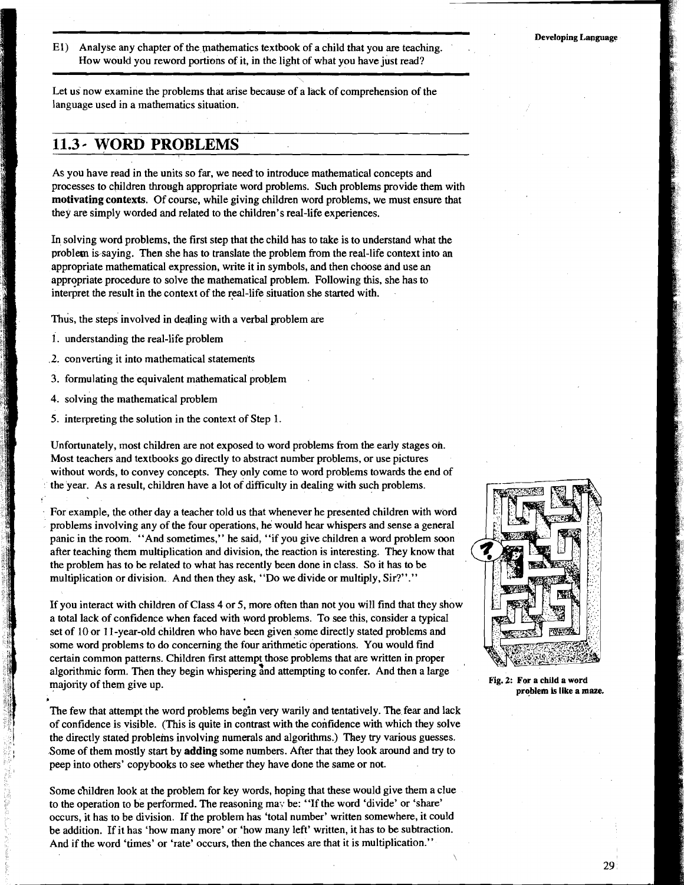E1) Analyse any chapter of the mathematics textbook of a child that you are teaching. How would you reword portions of it, in the light of what you have just read?

Let us now examine the problems that arise because of a lack of comprehension of the language used in a mathematics situation.

## 11.3 WORD PROBLEMS

As you have read in the units so far, we need to introduce mathematical concepts and processes to children through appropriate word problems. Such problems provide them with **motivating contexts**. Of course, while giving children word problems, we must ensure that they are simply worded and related to the children's real-life experiences.

In solving word problems, the first step that the child has to take is to understand what the problem is saying. Then she has to translate the problem from the real-life context into an appropriate mathematical expression, write it in symbols, and then choose and use an appropriate procedure to solve the mathematical problem. Following this, she has to interpret the result in the context of the real-life situation she started with.

Thus, the steps involved in dealing with a verbal problem are

1. understanding the real-life problem
2. converting it into mathematical statements
3. formulating the equivalent mathematical problem
4. solving the mathematical problem
5. interpreting the solution in the context of Step 1.

Unfortunately, most children are not exposed to word problems from the early stages on. Most teachers and textbooks go directly to abstract number problems, or use pictures without words, to convey concepts. They only come to word problems towards the end of the year. As a result, children have a lot of difficulty in dealing with such problems.

For example, the other day a teacher told us that whenever he presented children with word problems involving any of the four operations, he would hear whispers and sense a general panic in the room. "And sometimes," he said, "if you give children a word problem soon after teaching them multiplication and division, the reaction is interesting. They know that the problem has to be related to what has recently been done in class. So it has to be multiplication or division. And then they ask, "Do we divide or multiply, Sir?"."

If you interact with children of Class 4 or 5, more often than not you will find that they show a total lack of confidence when faced with word problems. To see this, consider a typical set of 10 or 11-year-old children who have been given some directly stated problems and some word problems to do concerning the four arithmetic operations. You would find certain common patterns. Children first attempt those problems that are written in proper algorithmic form. Then they begin whispering and attempting to confer. And then a large majority of them give up.

Fig. 2: For a child a word problem is like a maze.

The few that attempt the word problems begin very warily and tentatively. The fear and lack of confidence is visible. (This is quite in contrast with the confidence with which they solve the directly stated problems involving numerals and algorithms.) They try various guesses. Some of them mostly start by **adding** some numbers. After that they look around and try to peep into others' copybooks to see whether they have done the same or not.

Some children look at the problem for key words, hoping that these would give them a clue to the operation to be performed. The reasoning may be: "If the word 'divide' or 'share' occurs, it has to be division. If the problem has 'total number' written somewhere, it could be addition. If it has 'how many more' or 'how many left' written, it has to be subtraction. And if the word 'times' or 'rate' occurs, then the chances are that it is multiplication."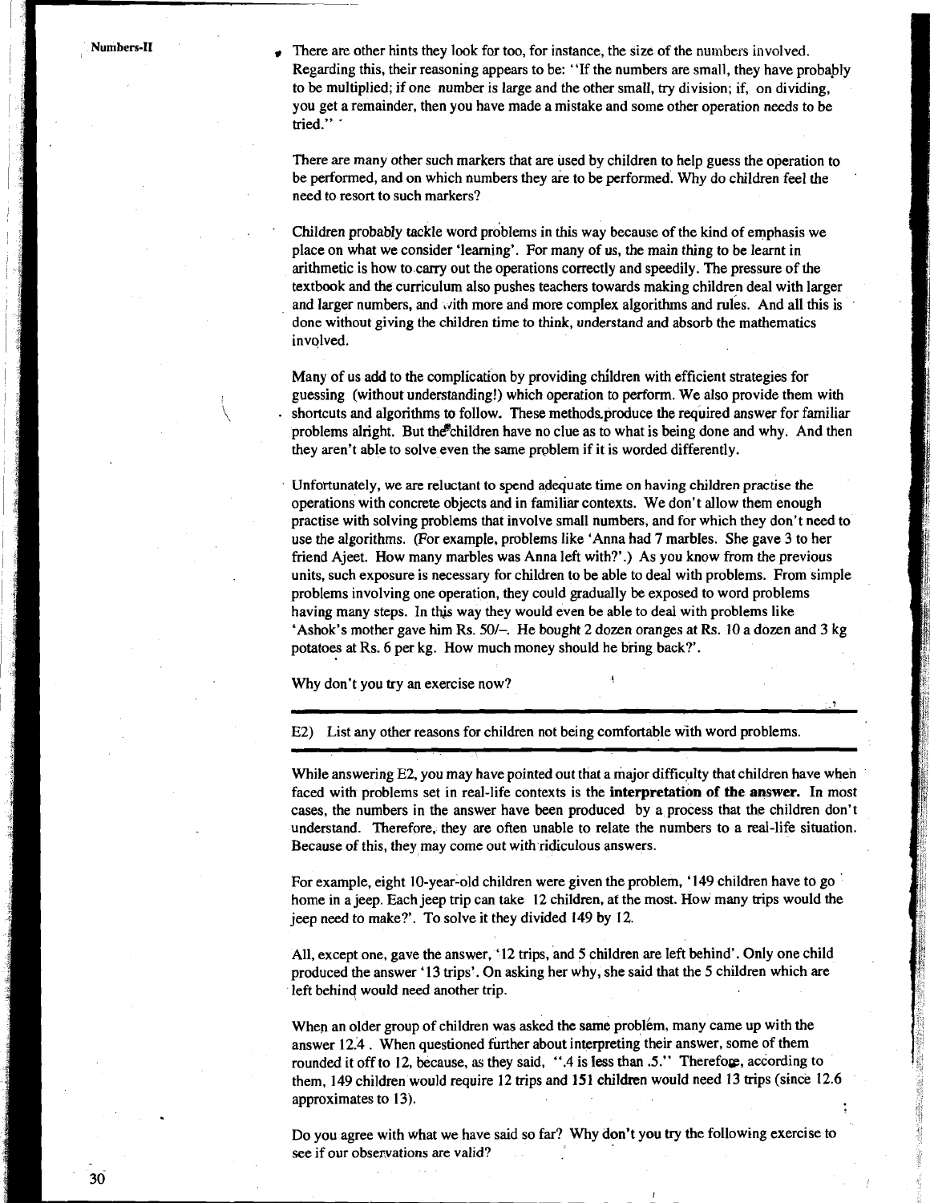- There are other hints they look for too, for instance, the size of the numbers involved. Regarding this, their reasoning appears to be: "If the numbers are small, they have probably to be multiplied; if one number is large and the other small, try division; if, on dividing, you get a remainder, then you have made a mistake and some other operation needs to be tried."

There are many other such markers that are used by children to help guess the operation to be performed, and on which numbers they are to be performed. Why do children feel the need to resort to such markers?

Children probably tackle word problems in this way because of the kind of emphasis we place on what we consider 'learning'. For many of us, the main thing to be learnt in arithmetic is how to carry out the operations correctly and speedily. The pressure of the textbook and the curriculum also pushes teachers towards making children deal with larger and larger numbers, and with more and more complex algorithms and rules. And all this is done without giving the children time to think, understand and absorb the mathematics involved.

Many of us add to the complication by providing children with efficient strategies for guessing (without understanding!) which operation to perform. We also provide them with shortcuts and algorithms to follow. These methods produce the required answer for familiar problems alright. But the children have no clue as to what is being done and why. And then they aren't able to solve even the same problem if it is worded differently.

Unfortunately, we are reluctant to spend adequate time on having children practise the operations with concrete objects and in familiar contexts. We don't allow them enough practise with solving problems that involve small numbers, and for which they don't need to use the algorithms. (For example, problems like 'Anna had 7 marbles. She gave 3 to her friend Ajeet. How many marbles was Anna left with?'.) As you know from the previous units, such exposure is necessary for children to be able to deal with problems. From simple problems involving one operation, they could gradually be exposed to word problems having many steps. In this way they would even be able to deal with problems like 'Ashok's mother gave him Rs. 50/–. He bought 2 dozen oranges at Rs. 10 a dozen and 3 kg potatoes at Rs. 6 per kg. How much money should he bring back?'.

Why don't you try an exercise now?

---

E2) List any other reasons for children not being comfortable with word problems.

---

While answering E2, you may have pointed out that a major difficulty that children have when faced with problems set in real-life contexts is the **interpretation of the answer.** In most cases, the numbers in the answer have been produced by a process that the children don't understand. Therefore, they are often unable to relate the numbers to a real-life situation. Because of this, they may come out with ridiculous answers.

For example, eight 10-year-old children were given the problem, '149 children have to go home in a jeep. Each jeep trip can take 12 children, at the most. How many trips would the jeep need to make?'. To solve it they divided 149 by 12.

All, except one, gave the answer, '12 trips, and 5 children are left behind'. Only one child produced the answer '13 trips'. On asking her why, she said that the 5 children which are left behind would need another trip.

When an older group of children was asked the same problem, many came up with the answer 12.4 . When questioned further about interpreting their answer, some of them rounded it off to 12, because, as they said, ".4 is less than .5." Therefore, according to them, 149 children would require 12 trips and 151 children would need 13 trips (since 12.6 approximates to 13).

Do you agree with what we have said so far? Why don't you try the following exercise to see if our observations are valid?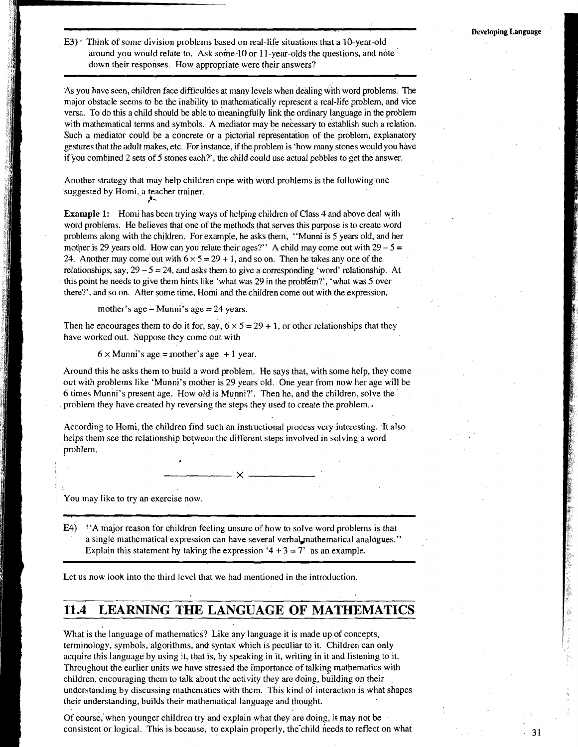E3) Think of some division problems based on real-life situations that a 10-year-old around you would relate to. Ask some 10 or 11-year-olds the questions, and note down their responses. How appropriate were their answers?

---

As you have seen, children face difficulties at many levels when dealing with word problems. The major obstacle seems to be the inability to mathematically represent a real-life problem, and vice versa. To do this a child should be able to meaningfully link the ordinary language in the problem with mathematical terms and symbols. A mediator may be necessary to establish such a relation. Such a mediator could be a concrete or a pictorial representation of the problem, explanatory gestures that the adult makes, etc. For instance, if the problem is 'how many stones would you have if you combined 2 sets of 5 stones each?', the child could use actual pebbles to get the answer.

Another strategy that may help children cope with word problems is the following one suggested by Homi, a teacher trainer.

**Example 1:** Homi has been trying ways of helping children of Class 4 and above deal with word problems. He believes that one of the methods that serves this purpose is to create word problems along with the children. For example, he asks them, "Munni is 5 years old, and her mother is 29 years old. How can you relate their ages?" A child may come out with $29 - 5 = 24$. Another may come out with $6 \times 5 = 29 + 1$, and so on. Then he takes any one of the relationships, say, $29 - 5 = 24$, and asks them to give a corresponding 'word' relationship. At this point he needs to give them hints like 'what was 29 in the problem?', 'what was 5 over there?', and so on. After some time, Homi and the children come out with the expression,

mother's age – Munni's age = 24 years.

Then he encourages them to do it for, say, $6 \times 5 = 29 + 1$, or other relationships that they have worked out. Suppose they come out with

$6 \times$ Munni's age = mother's age + 1 year.

Around this he asks them to build a word problem. He says that, with some help, they come out with problems like 'Munni's mother is 29 years old. One year from now her age will be 6 times Munni's present age. How old is Munni?'. Then he, and the children, solve the problem they have created by reversing the steps they used to create the problem.

According to Homi, the children find such an instructional process very interesting. It also helps them see the relationship between the different steps involved in solving a word problem.

————— × —————

You may like to try an exercise now.

---

E4) "A major reason for children feeling unsure of how to solve word problems is that a single mathematical expression can have several verbal mathematical analogues." Explain this statement by taking the expression '$4 + 3 = 7$' as an example.

---

Let us now look into the third level that we had mentioned in the introduction.

## 11.4 LEARNING THE LANGUAGE OF MATHEMATICS

What is the language of mathematics? Like any language it is made up of concepts, terminology, symbols, algorithms, and syntax which is peculiar to it. Children can only acquire this language by using it, that is, by speaking in it, writing in it and listening to it. Throughout the earlier units we have stressed the importance of talking mathematics with children, encouraging them to talk about the activity they are doing, building on their understanding by discussing mathematics with them. This kind of interaction is what shapes their understanding, builds their mathematical language and thought.

Of course, when younger children try and explain what they are doing, it may not be consistent or logical. This is because, to explain properly, the child needs to reflect on what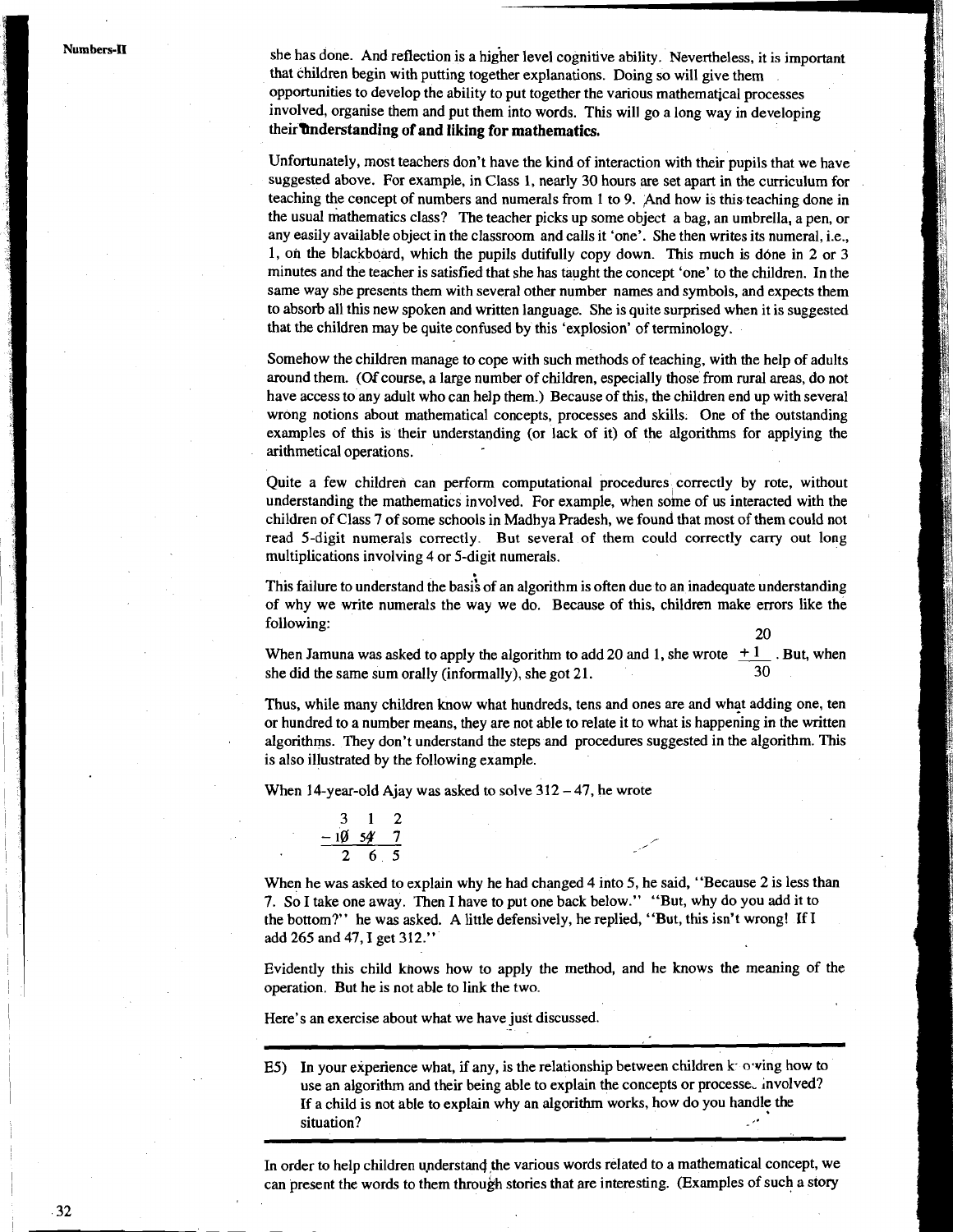she has done. And reflection is a higher level cognitive ability. Nevertheless, it is important that children begin with putting together explanations. Doing so will give them opportunities to develop the ability to put together the various mathematical processes involved, organise them and put them into words. This will go a long way in developing their **understanding of and liking for mathematics.**

Unfortunately, most teachers don't have the kind of interaction with their pupils that we have suggested above. For example, in Class 1, nearly 30 hours are set apart in the curriculum for teaching the concept of numbers and numerals from 1 to 9. And how is this teaching done in the usual mathematics class? The teacher picks up some object a bag, an umbrella, a pen, or any easily available object in the classroom and calls it 'one'. She then writes its numeral, i.e., 1, on the blackboard, which the pupils dutifully copy down. This much is done in 2 or 3 minutes and the teacher is satisfied that she has taught the concept 'one' to the children. In the same way she presents them with several other number names and symbols, and expects them to absorb all this new spoken and written language. She is quite surprised when it is suggested that the children may be quite confused by this 'explosion' of terminology.

Somehow the children manage to cope with such methods of teaching, with the help of adults around them. (Of course, a large number of children, especially those from rural areas, do not have access to any adult who can help them.) Because of this, the children end up with several wrong notions about mathematical concepts, processes and skills. One of the outstanding examples of this is their understanding (or lack of it) of the algorithms for applying the arithmetical operations.

Quite a few children can perform computational procedures correctly by rote, without understanding the mathematics involved. For example, when some of us interacted with the children of Class 7 of some schools in Madhya Pradesh, we found that most of them could not read 5-digit numerals correctly. But several of them could correctly carry out long multiplications involving 4 or 5-digit numerals.

This failure to understand the basis of an algorithm is often due to an inadequate understanding of why we write numerals the way we do. Because of this, children make errors like the following:

When Jamuna was asked to apply the algorithm to add 20 and 1, she wrote $\begin{array}{r} 20 \\ +1 \\ \hline 30 \end{array}$. But, when she did the same sum orally (informally), she got 21.

Thus, while many children know what hundreds, tens and ones are and what adding one, ten or hundred to a number means, they are not able to relate it to what is happening in the written algorithms. They don't understand the steps and procedures suggested in the algorithm. This is also illustrated by the following example.

When 14-year-old Ajay was asked to solve 312 – 47, he wrote

$$\begin{array}{ccc} 3 & 1 & 2 \\ -\not{1}\not{0} & \not{5}\not{4} & 7 \\ \hline 2 & 6 & 5 \end{array}$$

When he was asked to explain why he had changed 4 into 5, he said, "Because 2 is less than 7. So I take one away. Then I have to put one back below." "But, why do you add it to the bottom?" he was asked. A little defensively, he replied, "But, this isn't wrong! If I add 265 and 47, I get 312."

Evidently this child knows how to apply the method, and he knows the meaning of the operation. But he is not able to link the two.

Here's an exercise about what we have just discussed.

---

E5) In your experience what, if any, is the relationship between children knowing how to use an algorithm and their being able to explain the concepts or processes involved? If a child is not able to explain why an algorithm works, how do you handle the situation?

---

In order to help children understand the various words related to a mathematical concept, we can present the words to them through stories that are interesting. (Examples of such a story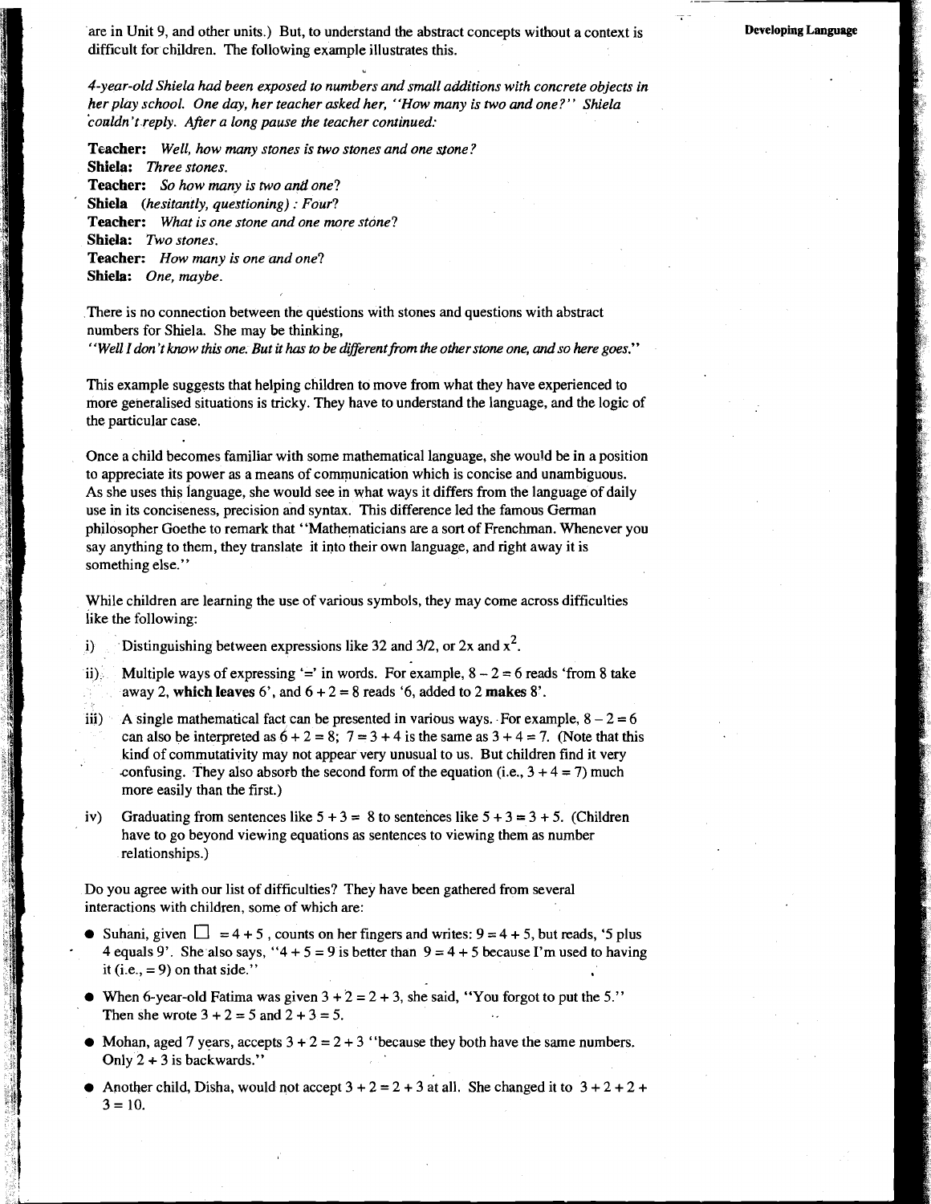are in Unit 9, and other units.) But, to understand the abstract concepts without a context is difficult for children. The following example illustrates this.

*4-year-old Shiela had been exposed to numbers and small additions with concrete objects in her play school. One day, her teacher asked her, "How many is two and one?" Shiela couldn't reply. After a long pause the teacher continued:*

**Teacher:** *Well, how many stones is two stones and one stone?*
**Shiela:** *Three stones.*
**Teacher:** *So how many is two and one?*
**Shiela** *(hesitantly, questioning) : Four?*
**Teacher:** *What is one stone and one more stone?*
**Shiela:** *Two stones.*
**Teacher:** *How many is one and one?*
**Shiela:** *One, maybe.*

There is no connection between the questions with stones and questions with abstract numbers for Shiela. She may be thinking,
*"Well I don't know this one. But it has to be different from the other stone one, and so here goes."*

This example suggests that helping children to move from what they have experienced to more generalised situations is tricky. They have to understand the language, and the logic of the particular case.

Once a child becomes familiar with some mathematical language, she would be in a position to appreciate its power as a means of communication which is concise and unambiguous. As she uses this language, she would see in what ways it differs from the language of daily use in its conciseness, precision and syntax. This difference led the famous German philosopher Goethe to remark that "Mathematicians are a sort of Frenchman. Whenever you say anything to them, they translate it into their own language, and right away it is something else."

While children are learning the use of various symbols, they may come across difficulties like the following:

i) Distinguishing between expressions like 32 and 3/2, or 2x and $x^2$.

ii) Multiple ways of expressing '=' in words. For example, 8 – 2 = 6 reads 'from 8 take away 2, **which leaves** 6', and 6 + 2 = 8 reads '6, added to 2 **makes** 8'.

iii) A single mathematical fact can be presented in various ways. For example, 8 – 2 = 6 can also be interpreted as 6 + 2 = 8; 7 = 3 + 4 is the same as 3 + 4 = 7. (Note that this kind of commutativity may not appear very unusual to us. But children find it very confusing. They also absorb the second form of the equation (i.e., 3 + 4 = 7) much more easily than the first.)

iv) Graduating from sentences like 5 + 3 = 8 to sentences like 5 + 3 = 3 + 5. (Children have to go beyond viewing equations as sentences to viewing them as number relationships.)

Do you agree with our list of difficulties? They have been gathered from several interactions with children, some of which are:

- Suhani, given ☐ = 4 + 5 , counts on her fingers and writes: 9 = 4 + 5, but reads, '5 plus 4 equals 9'. She also says, "4 + 5 = 9 is better than 9 = 4 + 5 because I'm used to having it (i.e., = 9) on that side."
- When 6-year-old Fatima was given 3 + 2 = 2 + 3, she said, "You forgot to put the 5." Then she wrote 3 + 2 = 5 and 2 + 3 = 5.
- Mohan, aged 7 years, accepts 3 + 2 = 2 + 3 "because they both have the same numbers. Only 2 + 3 is backwards."
- Another child, Disha, would not accept 3 + 2 = 2 + 3 at all. She changed it to 3 + 2 + 2 + 3 = 10.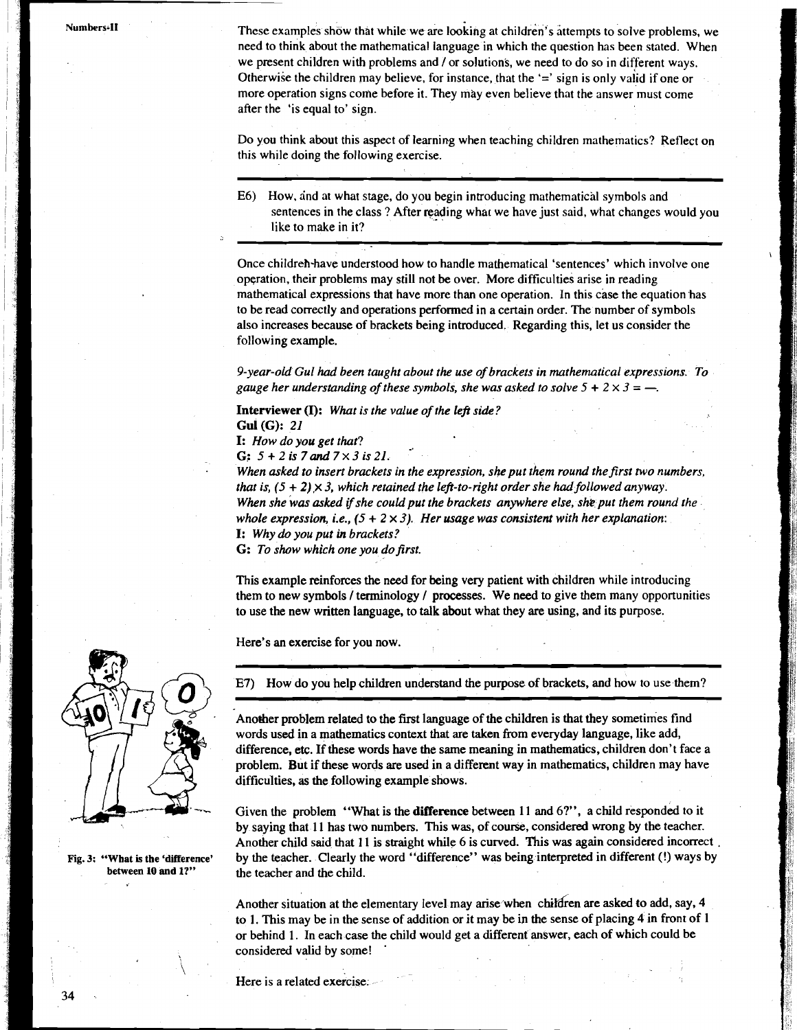These examples show that while we are looking at children's attempts to solve problems, we need to think about the mathematical language in which the question has been stated. When we present children with problems and / or solutions, we need to do so in different ways. Otherwise the children may believe, for instance, that the '=' sign is only valid if one or more operation signs come before it. They may even believe that the answer must come after the 'is equal to' sign.

Do you think about this aspect of learning when teaching children mathematics? Reflect on this while doing the following exercise.

---

E6) How, and at what stage, do you begin introducing mathematical symbols and sentences in the class ? After reading what we have just said, what changes would you like to make in it?

---

Once children have understood how to handle mathematical 'sentences' which involve one operation, their problems may still not be over. More difficulties arise in reading mathematical expressions that have more than one operation. In this case the equation has to be read correctly and operations performed in a certain order. The number of symbols also increases because of brackets being introduced. Regarding this, let us consider the following example.

*9-year-old Gul had been taught about the use of brackets in mathematical expressions. To gauge her understanding of these symbols, she was asked to solve $5 + 2 \times 3 =$ —.*

**Interviewer (I):** *What is the value of the left side?*

**Gul (G):** *21*

**I:** *How do you get that?*

**G:** *$5 + 2$ is 7 and $7 \times 3$ is 21.*

*When asked to insert brackets in the expression, she put them round the first two numbers, that is, $(5 + 2) \times 3$, which retained the left-to-right order she had followed anyway. When she was asked if she could put the brackets anywhere else, she put them round the whole expression, i.e., $(5 + 2 \times 3)$. Her usage was consistent with her explanation:*

**I:** *Why do you put in brackets?*

**G:** *To show which one you do first.*

This example reinforces the need for being very patient with children while introducing them to new symbols / terminology / processes. We need to give them many opportunities to use the new written language, to talk about what they are using, and its purpose.

Here's an exercise for you now.

---

E7) How do you help children understand the purpose of brackets, and how to use them?

---

Another problem related to the first language of the children is that they sometimes find words used in a mathematics context that are taken from everyday language, like add, difference, etc. If these words have the same meaning in mathematics, children don't face a problem. But if these words are used in a different way in mathematics, children may have difficulties, as the following example shows.

Fig. 3: "What is the 'difference' between 10 and 1?"

Given the problem "What is the **difference** between 11 and 6?", a child responded to it by saying that 11 has two numbers. This was, of course, considered wrong by the teacher. Another child said that 11 is straight while 6 is curved. This was again considered incorrect by the teacher. Clearly the word "difference" was being interpreted in different (!) ways by the teacher and the child.

Another situation at the elementary level may arise when children are asked to add, say, 4 to 1. This may be in the sense of addition or it may be in the sense of placing 4 in front of 1 or behind 1. In each case the child would get a different answer, each of which could be considered valid by some!

Here is a related exercise.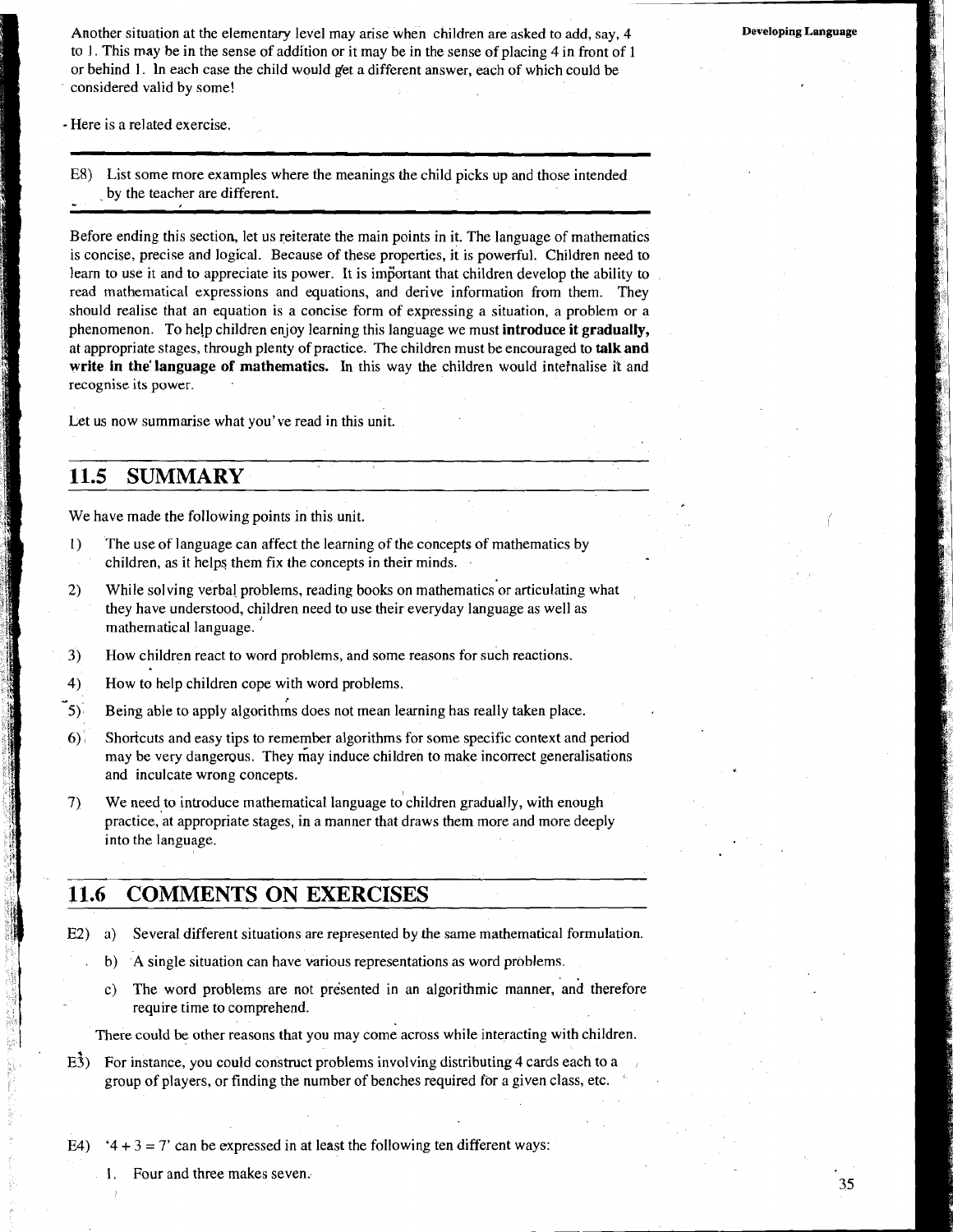Another situation at the elementary level may arise when children are asked to add, say, 4 to 1. This may be in the sense of addition or it may be in the sense of placing 4 in front of 1 or behind 1. In each case the child would get a different answer, each of which could be considered valid by some!

- Here is a related exercise.

---

E8) List some more examples where the meanings the child picks up and those intended by the teacher are different.

---

Before ending this section, let us reiterate the main points in it. The language of mathematics is concise, precise and logical. Because of these properties, it is powerful. Children need to learn to use it and to appreciate its power. It is important that children develop the ability to read mathematical expressions and equations, and derive information from them. They should realise that an equation is a concise form of expressing a situation, a problem or a phenomenon. To help children enjoy learning this language we must **introduce it gradually,** at appropriate stages, through plenty of practice. The children must be encouraged to **talk and write in the language of mathematics.** In this way the children would internalise it and recognise its power.

Let us now summarise what you've read in this unit.

## 11.5 SUMMARY

We have made the following points in this unit.

1) The use of language can affect the learning of the concepts of mathematics by children, as it helps them fix the concepts in their minds.
2) While solving verbal problems, reading books on mathematics or articulating what they have understood, children need to use their everyday language as well as mathematical language.
3) How children react to word problems, and some reasons for such reactions.
4) How to help children cope with word problems.
5) Being able to apply algorithms does not mean learning has really taken place.
6) Shortcuts and easy tips to remember algorithms for some specific context and period may be very dangerous. They may induce children to make incorrect generalisations and inculcate wrong concepts.
7) We need to introduce mathematical language to children gradually, with enough practice, at appropriate stages, in a manner that draws them more and more deeply into the language.

## 11.6 COMMENTS ON EXERCISES

E2) a) Several different situations are represented by the same mathematical formulation.

b) A single situation can have various representations as word problems.

c) The word problems are not presented in an algorithmic manner, and therefore require time to comprehend.

There could be other reasons that you may come across while interacting with children.

E3) For instance, you could construct problems involving distributing 4 cards each to a group of players, or finding the number of benches required for a given class, etc.

E4) '$4 + 3 = 7$' can be expressed in at least the following ten different ways:

1. Four and three makes seven.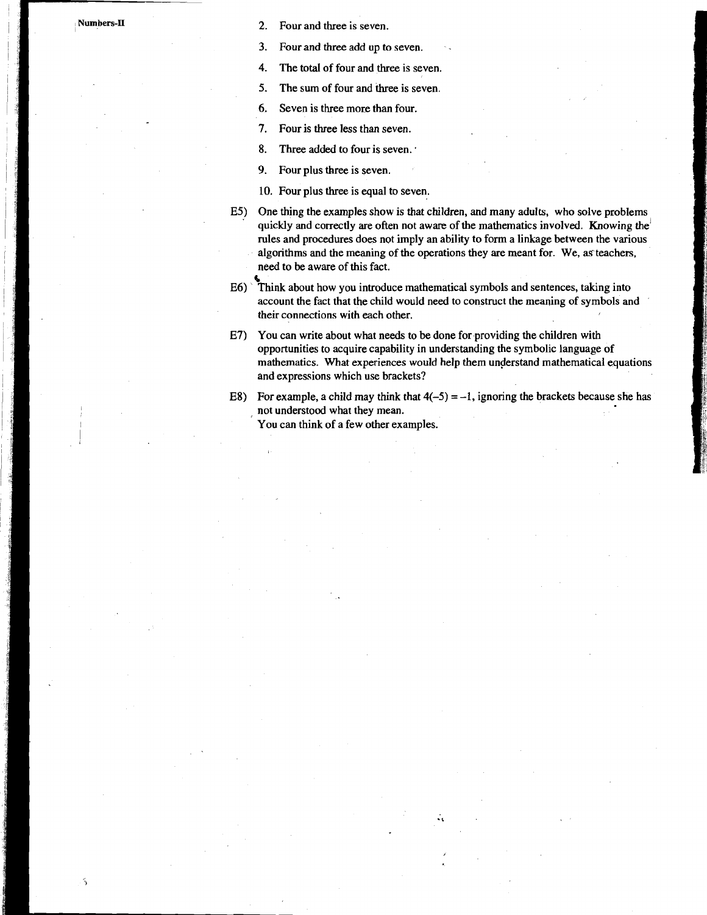2. Four and three is seven.
3. Four and three add up to seven.
4. The total of four and three is seven.
5. The sum of four and three is seven.
6. Seven is three more than four.
7. Four is three less than seven.
8. Three added to four is seven.
9. Four plus three is seven.
10. Four plus three is equal to seven.

E5) One thing the examples show is that children, and many adults, who solve problems quickly and correctly are often not aware of the mathematics involved. Knowing the rules and procedures does not imply an ability to form a linkage between the various algorithms and the meaning of the operations they are meant for. We, as teachers, need to be aware of this fact.

E6) Think about how you introduce mathematical symbols and sentences, taking into account the fact that the child would need to construct the meaning of symbols and their connections with each other.

E7) You can write about what needs to be done for providing the children with opportunities to acquire capability in understanding the symbolic language of mathematics. What experiences would help them understand mathematical equations and expressions which use brackets?

E8) For example, a child may think that $4(-5) = -1$, ignoring the brackets because she has not understood what they mean.
You can think of a few other examples.